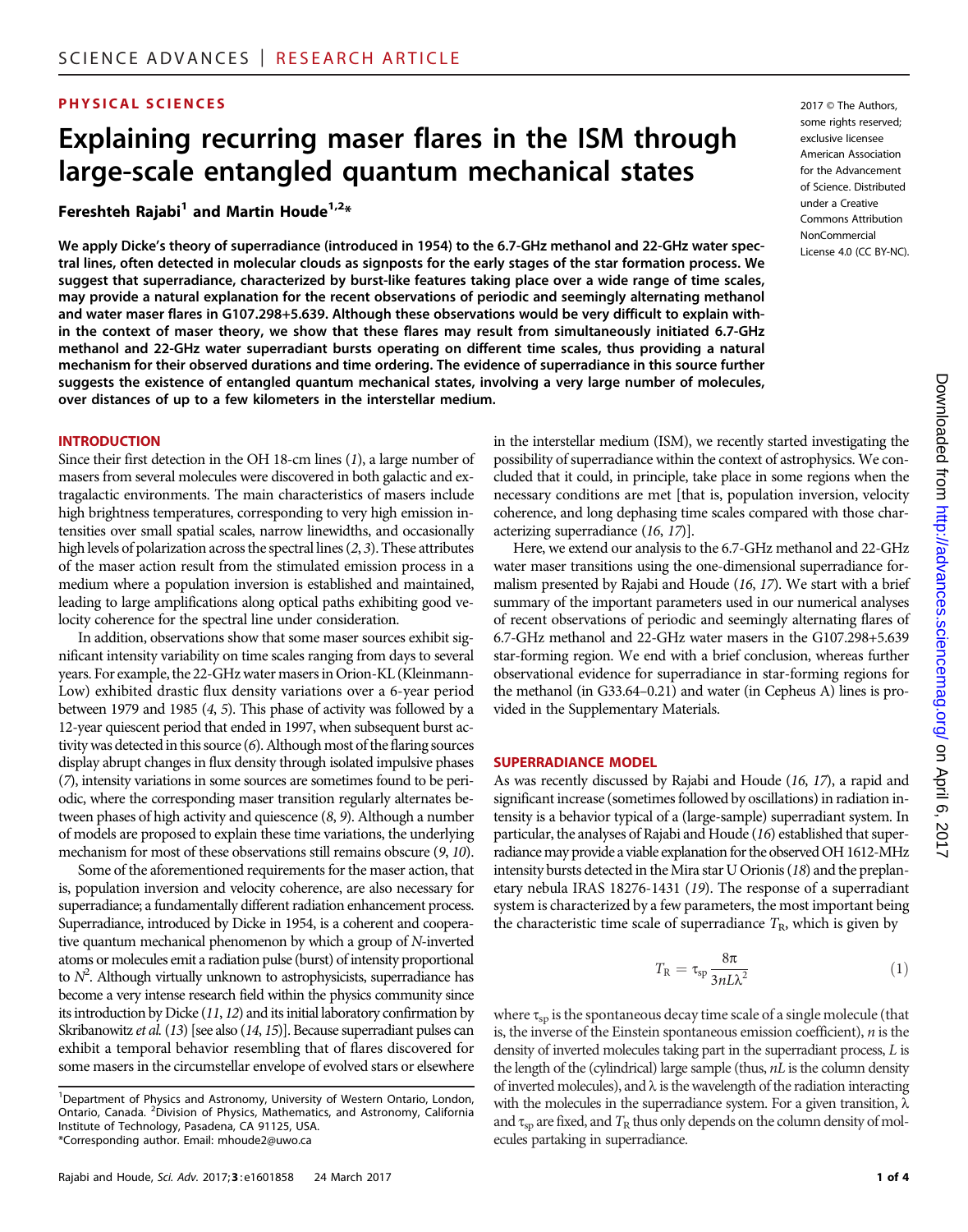PHYSICAL SCIENCES

# Explaining recurring maser flares in the ISM through large-scale entangled quantum mechanical states

**Fereshteh Rajabi[1] and Martin Houde[1,2]***

2017 © The Authors, some rights reserved; exclusive licensee American Association for the Advancement of Science. Distributed under a Creative Commons Attribution NonCommercial License 4.0 (CC BY-NC).

**We apply Dicke's theory of superradiance (introduced in 1954) to the 6.7-GHz methanol and 22-GHz water spectral lines, often detected in molecular clouds as signposts for the early stages of the star formation process. We suggest that superradiance, characterized by burst-like features taking place over a wide range of time scales, may provide a natural explanation for the recent observations of periodic and seemingly alternating methanol and water maser flares in G107.298+5.639. Although these observations would be very difficult to explain within the context of maser theory, we show that these flares may result from simultaneously initiated 6.7-GHz methanol and 22-GHz water superradiant bursts operating on different time scales, thus providing a natural mechanism for their observed durations and time ordering. The evidence of superradiance in this source further suggests the existence of entangled quantum mechanical states, involving a very large number of molecules, over distances of up to a few kilometers in the interstellar medium.**

## INTRODUCTION

Since their first detection in the OH 18-cm lines (*1*), a large number of masers from several molecules were discovered in both galactic and extragalactic environments. The main characteristics of masers include high brightness temperatures, corresponding to very high emission intensities over small spatial scales, narrow linewidths, and occasionally high levels of polarization across the spectral lines (*2*, *3*). These attributes of the maser action result from the stimulated emission process in a medium where a population inversion is established and maintained, leading to large amplifications along optical paths exhibiting good velocity coherence for the spectral line under consideration.

In addition, observations show that some maser sources exhibit significant intensity variability on time scales ranging from days to several years. For example, the 22-GHz water masers in Orion-KL (Kleinmann-Low) exhibited drastic flux density variations over a 6-year period between 1979 and 1985 (*4*, *5*). This phase of activity was followed by a 12-year quiescent period that ended in 1997, when subsequent burst activity was detected in this source (*6*). Although most of the flaring sources display abrupt changes in flux density through isolated impulsive phases (*7*), intensity variations in some sources are sometimes found to be periodic, where the corresponding maser transition regularly alternates between phases of high activity and quiescence (*8*, *9*). Although a number of models are proposed to explain these time variations, the underlying mechanism for most of these observations still remains obscure (*9*, *10*).

Some of the aforementioned requirements for the maser action, that is, population inversion and velocity coherence, are also necessary for superradiance; a fundamentally different radiation enhancement process. Superradiance, introduced by Dicke in 1954, is a coherent and cooperative quantum mechanical phenomenon by which a group of $N$-inverted atoms or molecules emit a radiation pulse (burst) of intensity proportional to $N^2$. Although virtually unknown to astrophysicists, superradiance has become a very intense research field within the physics community since its introduction by Dicke (*11*, *12*) and its initial laboratory confirmation by Skribanowitz *et al.* (*13*) [see also (*14*, *15*)]. Because superradiant pulses can exhibit a temporal behavior resembling that of flares discovered for some masers in the circumstellar envelope of evolved stars or elsewhere in the interstellar medium (ISM), we recently started investigating the possibility of superradiance within the context of astrophysics. We concluded that it could, in principle, take place in some regions when the necessary conditions are met [that is, population inversion, velocity coherence, and long dephasing time scales compared with those characterizing superradiance (*16*, *17*)].

Here, we extend our analysis to the 6.7-GHz methanol and 22-GHz water maser transitions using the one-dimensional superradiance formalism presented by Rajabi and Houde (*16*, *17*). We start with a brief summary of the important parameters used in our numerical analyses of recent observations of periodic and seemingly alternating flares of 6.7-GHz methanol and 22-GHz water masers in the G107.298+5.639 star-forming region. We end with a brief conclusion, whereas further observational evidence for superradiance in star-forming regions for the methanol (in G33.64–0.21) and water (in Cepheus A) lines is provided in the Supplementary Materials.

## SUPERRADIANCE MODEL

As was recently discussed by Rajabi and Houde (*16*, *17*), a rapid and significant increase (sometimes followed by oscillations) in radiation intensity is a behavior typical of a (large-sample) superradiant system. In particular, the analyses of Rajabi and Houde (*16*) established that superradiance may provide a viable explanation for the observed OH 1612-MHz intensity bursts detected in the Mira star U Orionis (*18*) and the preplanetary nebula IRAS 18276-1431 (*19*). The response of a superradiant system is characterized by a few parameters, the most important being the characteristic time scale of superradiance $T_R$, which is given by

$$T_R = \tau_{sp} \frac{8\pi}{3nL\lambda^2} \tag{1}$$

where $\tau_{sp}$ is the spontaneous decay time scale of a single molecule (that is, the inverse of the Einstein spontaneous emission coefficient), $n$ is the density of inverted molecules taking part in the superradiant process, $L$ is the length of the (cylindrical) large sample (thus, $nL$ is the column density of inverted molecules), and $\lambda$ is the wavelength of the radiation interacting with the molecules in the superradiance system. For a given transition, $\lambda$ and $\tau_{sp}$ are fixed, and $T_R$ thus only depends on the column density of molecules partaking in superradiance.

---

[1]Department of Physics and Astronomy, University of Western Ontario, London, Ontario, Canada. [2]Division of Physics, Mathematics, and Astronomy, California Institute of Technology, Pasadena, CA 91125, USA.
*Corresponding author. Email: mhoude2@uwo.ca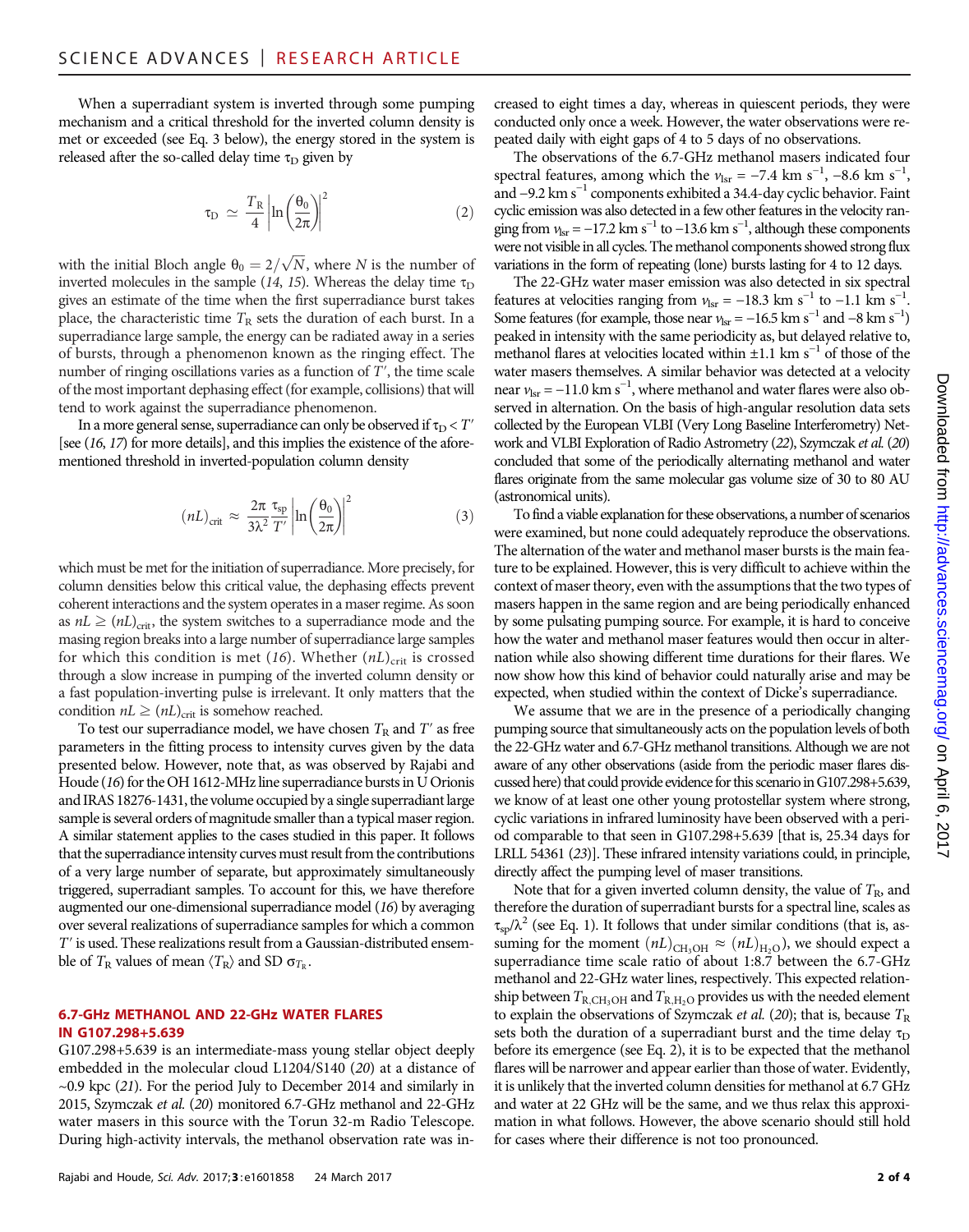When a superradiant system is inverted through some pumping mechanism and a critical threshold for the inverted column density is met or exceeded (see Eq. 3 below), the energy stored in the system is released after the so-called delay time $\tau_D$ given by

$$\tau_D \simeq \frac{T_R}{4}\left|\ln\left(\frac{\theta_0}{2\pi}\right)\right|^2 \tag{2}$$

with the initial Bloch angle $\theta_0 = 2/\sqrt{N}$, where $N$ is the number of inverted molecules in the sample (14, 15). Whereas the delay time $\tau_D$ gives an estimate of the time when the first superradiance burst takes place, the characteristic time $T_R$ sets the duration of each burst. In a superradiance large sample, the energy can be radiated away in a series of bursts, through a phenomenon known as the ringing effect. The number of ringing oscillations varies as a function of $T'$, the time scale of the most important dephasing effect (for example, collisions) that will tend to work against the superradiance phenomenon.

In a more general sense, superradiance can only be observed if $\tau_D < T'$ [see (16, 17) for more details], and this implies the existence of the aforementioned threshold in inverted-population column density

$$(nL)_{\text{crit}} \approx \frac{2\pi}{3\lambda^2}\frac{\tau_{\text{sp}}}{T'}\left|\ln\left(\frac{\theta_0}{2\pi}\right)\right|^2 \tag{3}$$

which must be met for the initiation of superradiance. More precisely, for column densities below this critical value, the dephasing effects prevent coherent interactions and the system operates in a maser regime. As soon as $nL \geq (nL)_{\text{crit}}$, the system switches to a superradiance mode and the masing region breaks into a large number of superradiance large samples for which this condition is met (16). Whether $(nL)_{\text{crit}}$ is crossed through a slow increase in pumping of the inverted column density or a fast population-inverting pulse is irrelevant. It only matters that the condition $nL \geq (nL)_{\text{crit}}$ is somehow reached.

To test our superradiance model, we have chosen $T_R$ and $T'$ as free parameters in the fitting process to intensity curves given by the data presented below. However, note that, as was observed by Rajabi and Houde (16) for the OH 1612-MHz line superradiance bursts in U Orionis and IRAS 18276-1431, the volume occupied by a single superradiant large sample is several orders of magnitude smaller than a typical maser region. A similar statement applies to the cases studied in this paper. It follows that the superradiance intensity curves must result from the contributions of a very large number of separate, but approximately simultaneously triggered, superradiant samples. To account for this, we have therefore augmented our one-dimensional superradiance model (16) by averaging over several realizations of superradiance samples for which a common $T'$ is used. These realizations result from a Gaussian-distributed ensemble of $T_R$ values of mean $\langle T_R \rangle$ and SD $\sigma_{T_R}$.

## 6.7-GHz METHANOL AND 22-GHz WATER FLARES IN G107.298+5.639

G107.298+5.639 is an intermediate-mass young stellar object deeply embedded in the molecular cloud L1204/S140 (20) at a distance of ~0.9 kpc (21). For the period July to December 2014 and similarly in 2015, Szymczak *et al.* (20) monitored 6.7-GHz methanol and 22-GHz water masers in this source with the Torun 32-m Radio Telescope. During high-activity intervals, the methanol observation rate was increased to eight times a day, whereas in quiescent periods, they were conducted only once a week. However, the water observations were repeated daily with eight gaps of 4 to 5 days of no observations.

The observations of the 6.7-GHz methanol masers indicated four spectral features, among which the $v_{\text{lsr}} = -7.4$ km s$^{-1}$, $-8.6$ km s$^{-1}$, and $-9.2$ km s$^{-1}$ components exhibited a 34.4-day cyclic behavior. Faint cyclic emission was also detected in a few other features in the velocity ranging from $v_{\text{lsr}} = -17.2$ km s$^{-1}$ to $-13.6$ km s$^{-1}$, although these components were not visible in all cycles. The methanol components showed strong flux variations in the form of repeating (lone) bursts lasting for 4 to 12 days.

The 22-GHz water maser emission was also detected in six spectral features at velocities ranging from $v_{\text{lsr}} = -18.3$ km s$^{-1}$ to $-1.1$ km s$^{-1}$. Some features (for example, those near $v_{\text{lsr}} = -16.5$ km s$^{-1}$ and $-8$ km s$^{-1}$) peaked in intensity with the same periodicity as, but delayed relative to, methanol flares at velocities located within $\pm 1.1$ km s$^{-1}$ of those of the water masers themselves. A similar behavior was detected at a velocity near $v_{\text{lsr}} = -11.0$ km s$^{-1}$, where methanol and water flares were also observed in alternation. On the basis of high-angular resolution data sets collected by the European VLBI (Very Long Baseline Interferometry) Network and VLBI Exploration of Radio Astrometry (22), Szymczak *et al.* (20) concluded that some of the periodically alternating methanol and water flares originate from the same molecular gas volume size of 30 to 80 AU (astronomical units).

To find a viable explanation for these observations, a number of scenarios were examined, but none could adequately reproduce the observations. The alternation of the water and methanol maser bursts is the main feature to be explained. However, this is very difficult to achieve within the context of maser theory, even with the assumptions that the two types of masers happen in the same region and are being periodically enhanced by some pulsating pumping source. For example, it is hard to conceive how the water and methanol maser features would then occur in alternation while also showing different time durations for their flares. We now show how this kind of behavior could naturally arise and may be expected, when studied within the context of Dicke's superradiance.

We assume that we are in the presence of a periodically changing pumping source that simultaneously acts on the population levels of both the 22-GHz water and 6.7-GHz methanol transitions. Although we are not aware of any other observations (aside from the periodic maser flares discussed here) that could provide evidence for this scenario in G107.298+5.639, we know of at least one other young protostellar system where strong, cyclic variations in infrared luminosity have been observed with a period comparable to that seen in G107.298+5.639 [that is, 25.34 days for LRLL 54361 (23)]. These infrared intensity variations could, in principle, directly affect the pumping level of maser transitions.

Note that for a given inverted column density, the value of $T_R$, and therefore the duration of superradiant bursts for a spectral line, scales as $\tau_{\text{sp}}/\lambda^2$ (see Eq. 1). It follows that under similar conditions (that is, assuming for the moment $(nL)_{\text{CH}_3\text{OH}} \approx (nL)_{\text{H}_2\text{O}}$), we should expect a superradiance time scale ratio of about 1:8.7 between the 6.7-GHz methanol and 22-GHz water lines, respectively. This expected relationship between $T_{\text{R,CH}_3\text{OH}}$ and $T_{\text{R,H}_2\text{O}}$ provides us with the needed element to explain the observations of Szymczak *et al.* (20); that is, because $T_R$ sets both the duration of a superradiant burst and the time delay $\tau_D$ before its emergence (see Eq. 2), it is to be expected that the methanol flares will be narrower and appear earlier than those of water. Evidently, it is unlikely that the inverted column densities for methanol at 6.7 GHz and water at 22 GHz will be the same, and we thus relax this approximation in what follows. However, the above scenario should still hold for cases where their difference is not too pronounced.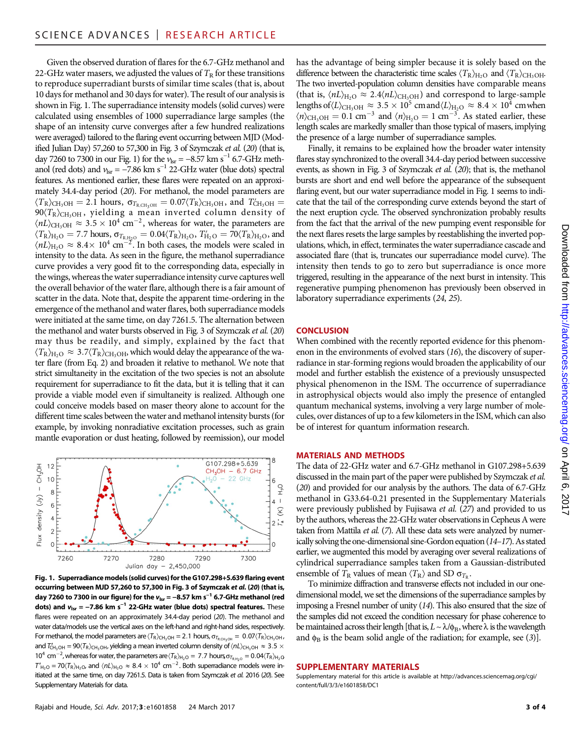Given the observed duration of flares for the 6.7-GHz methanol and 22-GHz water masers, we adjusted the values of $T_R$ for these transitions to reproduce superradiant bursts of similar time scales (that is, about 10 days for methanol and 30 days for water). The result of our analysis is shown in Fig. 1. The superradiance intensity models (solid curves) were calculated using ensembles of 1000 superradiance large samples (the shape of an intensity curve converges after a few hundred realizations were averaged) tailored to the flaring event occurring between MJD (Modified Julian Day) 57,260 to 57,300 in Fig. 3 of Szymczak *et al.* (20) (that is, day 7260 to 7300 in our Fig. 1) for the $v_{lsr} = -8.57$ km s$^{-1}$ 6.7-GHz methanol (red dots) and $v_{lsr} = -7.86$ km s$^{-1}$ 22-GHz water (blue dots) spectral features. As mentioned earlier, these flares were repeated on an approximately 34.4-day period (20). For methanol, the model parameters are $\langle T_R \rangle_{CH_3OH} = 2.1$ hours, $\sigma_{T_{R,CH_3OH}} = 0.07\langle T_R \rangle_{CH_3OH}$, and $T'_{CH_3OH} = 90\langle T_R \rangle_{CH_3OH}$, yielding a mean inverted column density of $\langle nL \rangle_{CH_3OH} \approx 3.5 \times 10^4$ cm$^{-2}$, whereas for water, the parameters are $\langle T_R \rangle_{H_2O} = 7.7$ hours, $\sigma_{T_{R,H_2O}} = 0.04\langle T_R \rangle_{H_2O}$, $T'_{H_2O} = 70\langle T_R \rangle_{H_2O}$, and $\langle nL \rangle_{H_2O} \approx 8.4 \times 10^4$ cm$^{-2}$. In both cases, the models were scaled in intensity to the data. As seen in the figure, the methanol superradiance curve provides a very good fit to the corresponding data, especially in the wings, whereas the water superradiance intensity curve captures well the overall behavior of the water flare, although there is a fair amount of scatter in the data. Note that, despite the apparent time-ordering in the emergence of the methanol and water flares, both superradiance models were initiated at the same time, on day 7261.5. The alternation between the methanol and water bursts observed in Fig. 3 of Szymczak *et al.* (20) may thus be readily, and simply, explained by the fact that $\langle T_R \rangle_{H_2O} \approx 3.7\langle T_R \rangle_{CH_3OH}$, which would delay the appearance of the water flare (from Eq. 2) and broaden it relative to methanol. We note that strict simultaneity in the excitation of the two species is not an absolute requirement for superradiance to fit the data, but it is telling that it can provide a viable model even if simultaneity is realized. Although one could conceive models based on maser theory alone to account for the different time scales between the water and methanol intensity bursts (for example, by invoking nonradiative excitation processes, such as grain mantle evaporation or dust heating, followed by reemission), our model has the advantage of being simpler because it is solely based on the difference between the characteristic time scales $\langle T_R \rangle_{H_2O}$ and $\langle T_R \rangle_{CH_3OH}$. The two inverted-population column densities have comparable means (that is, $\langle nL \rangle_{H_2O} \approx 2.4\langle nL \rangle_{CH_3OH}$) and correspond to large-sample lengths of $\langle L \rangle_{CH_3OH} \approx 3.5 \times 10^5$ cm and $\langle L \rangle_{H_2O} \approx 8.4 \times 10^4$ cm when $\langle n \rangle_{CH_3OH} = 0.1$ cm$^{-3}$ and $\langle n \rangle_{H_2O} = 1$ cm$^{-3}$. As stated earlier, these length scales are markedly smaller than those typical of masers, implying the presence of a large number of superradiance samples.

Finally, it remains to be explained how the broader water intensity flares stay synchronized to the overall 34.4-day period between successive events, as shown in Fig. 3 of Szymczak *et al.* (20); that is, the methanol bursts are short and end well before the appearance of the subsequent flaring event, but our water superradiance model in Fig. 1 seems to indicate that the tail of the corresponding curve extends beyond the start of the next eruption cycle. The observed synchronization probably results from the fact that the arrival of the new pumping event responsible for the next flares resets the large samples by reestablishing the inverted populations, which, in effect, terminates the water superradiance cascade and associated flare (that is, truncates our superradiance model curve). The intensity then tends to go to zero but superradiance is once more triggered, resulting in the appearance of the next burst in intensity. This regenerative pumping phenomenon has previously been observed in laboratory superradiance experiments (24, 25).

**Fig. 1. Superradiance models (solid curves) for the G107.298+5.639 flaring event occurring between MJD 57,260 to 57,300 in Fig. 3 of Szymczak *et al.* (20) (that is, day 7260 to 7300 in our figure) for the $v_{lsr} = -8.57$ km s$^{-1}$ 6.7-GHz methanol (red dots) and $v_{lsr} = -7.86$ km s$^{-1}$ 22-GHz water (blue dots) spectral features.** These flares were repeated on an approximately 34.4-day period (20). The methanol and water data/models use the vertical axes on the left-hand and right-hand sides, respectively. For methanol, the model parameters are $\langle T_R \rangle_{CH_3OH} = 2.1$ hours, $\sigma_{T_{R,CH_3OH}} = 0.07\langle T_R \rangle_{CH_3OH}$, and $T'_{CH_3OH} = 90\langle T_R \rangle_{CH_3OH}$, yielding a mean inverted column density of $\langle nL \rangle_{CH_3OH} \approx 3.5 \times 10^4$ cm$^{-2}$, whereas for water, the parameters are $\langle T_R \rangle_{H_2O} = 7.7$ hours, $\sigma_{T_{R,H_2O}} = 0.04\langle T_R \rangle_{H_2O}$, $T'_{H_2O} = 70\langle T_R \rangle_{H_2O}$, and $\langle nL \rangle_{H_2O} \approx 8.4 \times 10^4$ cm$^{-2}$. Both superradiance models were initiated at the same time, on day 7261.5. Data is taken from Szymczak et al. 2016 (20). See Supplementary Materials for data.

## CONCLUSION

When combined with the recently reported evidence for this phenomenon in the environments of evolved stars (16), the discovery of superradiance in star-forming regions would broaden the applicability of our model and further establish the existence of a previously unsuspected physical phenomenon in the ISM. The occurrence of superradiance in astrophysical objects would also imply the presence of entangled quantum mechanical systems, involving a very large number of molecules, over distances of up to a few kilometers in the ISM, which can also be of interest for quantum information research.

## MATERIALS AND METHODS

The data of 22-GHz water and 6.7-GHz methanol in G107.298+5.639 discussed in the main part of the paper were published by Szymczak *et al.* (20) and provided for our analysis by the authors. The data of 6.7-GHz methanol in G33.64-0.21 presented in the Supplementary Materials were previously published by Fujisawa *et al.* (27) and provided to us by the authors, whereas the 22-GHz water observations in Cepheus A were taken from Mattila *et al.* (7). All these data sets were analyzed by numerically solving the one-dimensional sine-Gordon equation (14–17). As stated earlier, we augmented this model by averaging over several realizations of cylindrical superradiance samples taken from a Gaussian-distributed ensemble of $T_R$ values of mean $\langle T_R \rangle$ and SD $\sigma_{T_R}$.

To minimize diffraction and transverse effects not included in our one-dimensional model, we set the dimensions of the superradiance samples by imposing a Fresnel number of unity (14). This also ensured that the size of the samples did not exceed the condition necessary for phase coherence to be maintained across their length [that is, $L \sim \lambda/\phi_B$, where $\lambda$ is the wavelength and $\phi_B$ is the beam solid angle of the radiation; for example, see (3)].

## SUPPLEMENTARY MATERIALS

Supplementary material for this article is available at http://advances.sciencemag.org/cgi/content/full/3/3/e1601858/DC1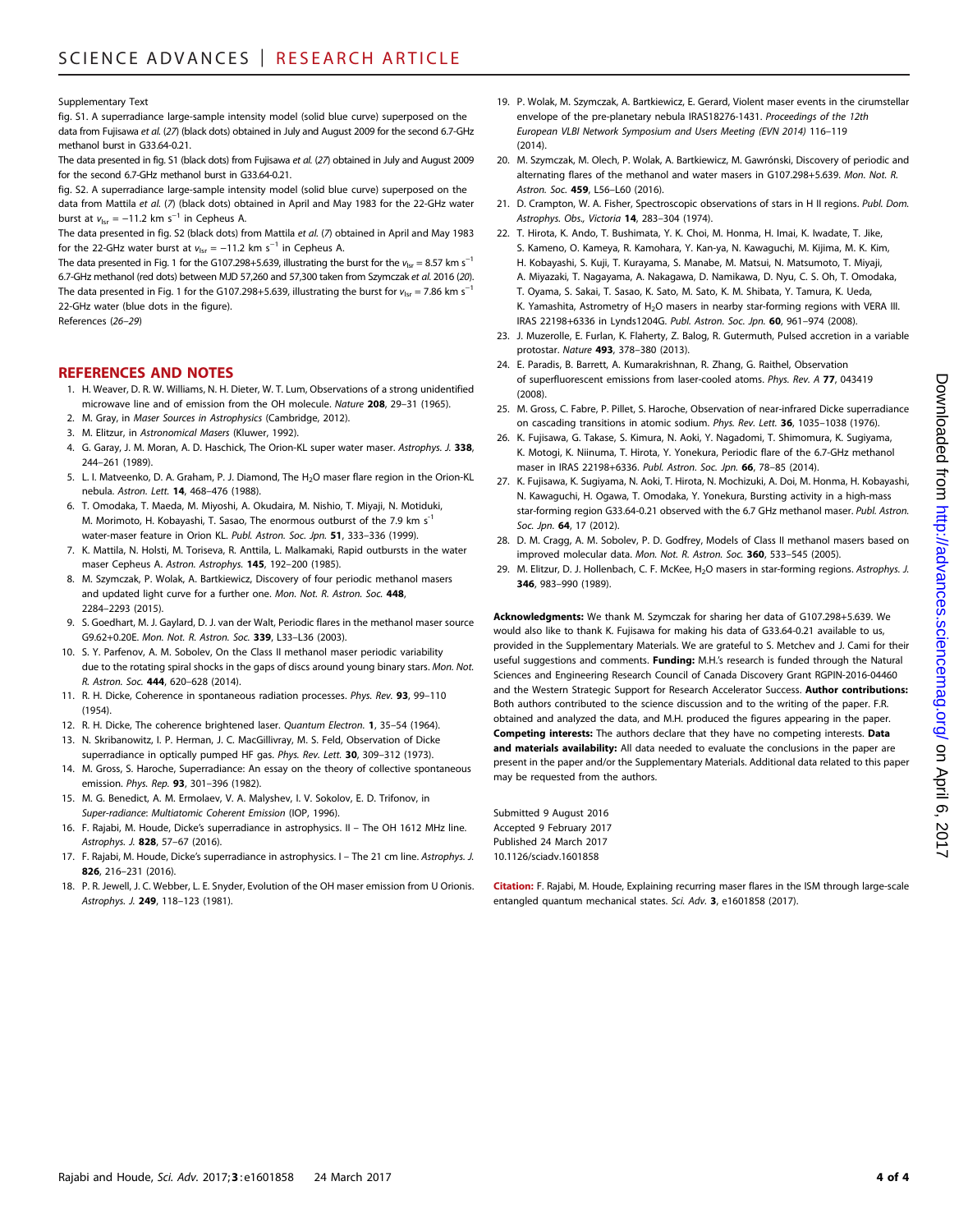Supplementary Text

fig. S1. A superradiance large-sample intensity model (solid blue curve) superposed on the data from Fujisawa *et al.* (*27*) (black dots) obtained in July and August 2009 for the second 6.7-GHz methanol burst in G33.64-0.21.

The data presented in fig. S1 (black dots) from Fujisawa *et al.* (*27*) obtained in July and August 2009 for the second 6.7-GHz methanol burst in G33.64-0.21.

fig. S2. A superradiance large-sample intensity model (solid blue curve) superposed on the data from Mattila *et al.* (*7*) (black dots) obtained in April and May 1983 for the 22-GHz water burst at $v_{lsr} = -11.2$ km s$^{-1}$ in Cepheus A.

The data presented in fig. S2 (black dots) from Mattila *et al.* (*7*) obtained in April and May 1983 for the 22-GHz water burst at $v_{lsr} = -11.2$ km s$^{-1}$ in Cepheus A.

The data presented in Fig. 1 for the G107.298+5.639, illustrating the burst for the $v_{lsr} = 8.57$ km s$^{-1}$ 6.7-GHz methanol (red dots) between MJD 57,260 and 57,300 taken from Szymczak *et al.* 2016 (*20*).

The data presented in Fig. 1 for the G107.298+5.639, illustrating the burst for $v_{lsr} = 7.86$ km s$^{-1}$ 22-GHz water (blue dots in the figure).

References (*26*–*29*)

## REFERENCES AND NOTES

1. H. Weaver, D. R. W. Williams, N. H. Dieter, W. T. Lum, Observations of a strong unidentified microwave line and of emission from the OH molecule. *Nature* **208**, 29–31 (1965).
2. M. Gray, in *Maser Sources in Astrophysics* (Cambridge, 2012).
3. M. Elitzur, in *Astronomical Masers* (Kluwer, 1992).
4. G. Garay, J. M. Moran, A. D. Haschick, The Orion-KL super water maser. *Astrophys. J.* **338**, 244–261 (1989).
5. L. I. Matveenko, D. A. Graham, P. J. Diamond, The $H_2O$ maser flare region in the Orion-KL nebula. *Astron. Lett.* **14**, 468–476 (1988).
6. T. Omodaka, T. Maeda, M. Miyoshi, A. Okudaira, M. Nishio, T. Miyaji, N. Motiduki, M. Morimoto, H. Kobayashi, T. Sasao, The enormous outburst of the 7.9 km s$^{-1}$ water-maser feature in Orion KL. *Publ. Astron. Soc. Jpn.* **51**, 333–336 (1999).
7. K. Mattila, N. Holsti, M. Toriseva, R. Anttila, L. Malkamaki, Rapid outbursts in the water maser Cepheus A. *Astron. Astrophys.* **145**, 192–200 (1985).
8. M. Szymczak, P. Wolak, A. Bartkiewicz, Discovery of four periodic methanol masers and updated light curve for a further one. *Mon. Not. R. Astron. Soc.* **448**, 2284–2293 (2015).
9. S. Goedhart, M. J. Gaylard, D. J. van der Walt, Periodic flares in the methanol maser source G9.62+0.20E. *Mon. Not. R. Astron. Soc.* **339**, L33–L36 (2003).
10. S. Y. Parfenov, A. M. Sobolev, On the Class II methanol maser periodic variability due to the rotating spiral shocks in the gaps of discs around young binary stars. *Mon. Not. R. Astron. Soc.* **444**, 620–628 (2014).
11. R. H. Dicke, Coherence in spontaneous radiation processes. *Phys. Rev.* **93**, 99–110 (1954).
12. R. H. Dicke, The coherence brightened laser. *Quantum Electron.* **1**, 35–54 (1964).
13. N. Skribanowitz, I. P. Herman, J. C. MacGillivray, M. S. Feld, Observation of Dicke superradiance in optically pumped HF gas. *Phys. Rev. Lett.* **30**, 309–312 (1973).
14. M. Gross, S. Haroche, Superradiance: An essay on the theory of collective spontaneous emission. *Phys. Rep.* **93**, 301–396 (1982).
15. M. G. Benedict, A. M. Ermolaev, V. A. Malyshev, I. V. Sokolov, E. D. Trifonov, in *Super-radiance: Multiatomic Coherent Emission* (IOP, 1996).
16. F. Rajabi, M. Houde, Dicke's superradiance in astrophysics. II – The OH 1612 MHz line. *Astrophys. J.* **828**, 57–67 (2016).
17. F. Rajabi, M. Houde, Dicke's superradiance in astrophysics. I – The 21 cm line. *Astrophys. J.* **826**, 216–231 (2016).
18. P. R. Jewell, J. C. Webber, L. E. Snyder, Evolution of the OH maser emission from U Orionis. *Astrophys. J.* **249**, 118–123 (1981).
19. P. Wolak, M. Szymczak, A. Bartkiewicz, E. Gerard, Violent maser events in the cirumstellar envelope of the pre-planetary nebula IRAS18276-1431. *Proceedings of the 12th European VLBI Network Symposium and Users Meeting (EVN 2014)* 116–119 (2014).
20. M. Szymczak, M. Olech, P. Wolak, A. Bartkiewicz, M. Gawroński, Discovery of periodic and alternating flares of the methanol and water masers in G107.298+5.639. *Mon. Not. R. Astron. Soc.* **459**, L56–L60 (2016).
21. D. Crampton, W. A. Fisher, Spectroscopic observations of stars in H II regions. *Publ. Dom. Astrophys. Obs., Victoria* **14**, 283–304 (1974).
22. T. Hirota, K. Ando, T. Bushimata, Y. K. Choi, M. Honma, H. Imai, K. Iwadate, T. Jike, S. Kameno, O. Kameya, R. Kamohara, Y. Kan-ya, N. Kawaguchi, M. Kijima, M. K. Kim, H. Kobayashi, S. Kuji, T. Kurayama, S. Manabe, M. Matsui, N. Matsumoto, T. Miyaji, A. Miyazaki, T. Nagayama, A. Nakagawa, D. Namikawa, D. Nyu, C. S. Oh, T. Omodaka, T. Oyama, S. Sakai, T. Sasao, K. Sato, M. Sato, K. M. Shibata, Y. Tamura, K. Ueda, K. Yamashita, Astrometry of $H_2O$ masers in nearby star-forming regions with VERA III. IRAS 22198+6336 in Lynds1204G. *Publ. Astron. Soc. Jpn.* **60**, 961–974 (2008).
23. J. Muzerolle, E. Furlan, K. Flaherty, Z. Balog, R. Gutermuth, Pulsed accretion in a variable protostar. *Nature* **493**, 378–380 (2013).
24. E. Paradis, B. Barrett, A. Kumarakrishnan, R. Zhang, G. Raithel, Observation of superfluorescent emissions from laser-cooled atoms. *Phys. Rev. A* **77**, 043419 (2008).
25. M. Gross, C. Fabre, P. Pillet, S. Haroche, Observation of near-infrared Dicke superradiance on cascading transitions in atomic sodium. *Phys. Rev. Lett.* **36**, 1035–1038 (1976).
26. K. Fujisawa, G. Takase, S. Kimura, N. Aoki, Y. Nagadomi, T. Shimomura, K. Sugiyama, K. Motogi, K. Niinuma, T. Hirota, Y. Yonekura, Periodic flare of the 6.7-GHz methanol maser in IRAS 22198+6336. *Publ. Astron. Soc. Jpn.* **66**, 78–85 (2014).
27. K. Fujisawa, K. Sugiyama, N. Aoki, T. Hirota, N. Mochizuki, A. Doi, M. Honma, H. Kobayashi, N. Kawaguchi, H. Ogawa, T. Omodaka, Y. Yonekura, Bursting activity in a high-mass star-forming region G33.64-0.21 observed with the 6.7 GHz methanol maser. *Publ. Astron. Soc. Jpn.* **64**, 17 (2012).
28. D. M. Cragg, A. M. Sobolev, P. D. Godfrey, Models of Class II methanol masers based on improved molecular data. *Mon. Not. R. Astron. Soc.* **360**, 533–545 (2005).
29. M. Elitzur, D. J. Hollenbach, C. F. McKee, $H_2O$ masers in star-forming regions. *Astrophys. J.* **346**, 983–990 (1989).

**Acknowledgments:** We thank M. Szymczak for sharing her data of G107.298+5.639. We would also like to thank K. Fujisawa for making his data of G33.64-0.21 available to us, provided in the Supplementary Materials. We are grateful to S. Metchev and J. Cami for their useful suggestions and comments. **Funding:** M.H.'s research is funded through the Natural Sciences and Engineering Research Council of Canada Discovery Grant RGPIN-2016-04460 and the Western Strategic Support for Research Accelerator Success. **Author contributions:** Both authors contributed to the science discussion and to the writing of the paper. F.R. obtained and analyzed the data, and M.H. produced the figures appearing in the paper. **Competing interests:** The authors declare that they have no competing interests. **Data and materials availability:** All data needed to evaluate the conclusions in the paper are present in the paper and/or the Supplementary Materials. Additional data related to this paper may be requested from the authors.

Submitted 9 August 2016
Accepted 9 February 2017
Published 24 March 2017
10.1126/sciadv.1601858

**Citation:** F. Rajabi, M. Houde, Explaining recurring maser flares in the ISM through large-scale entangled quantum mechanical states. *Sci. Adv.* **3**, e1601858 (2017).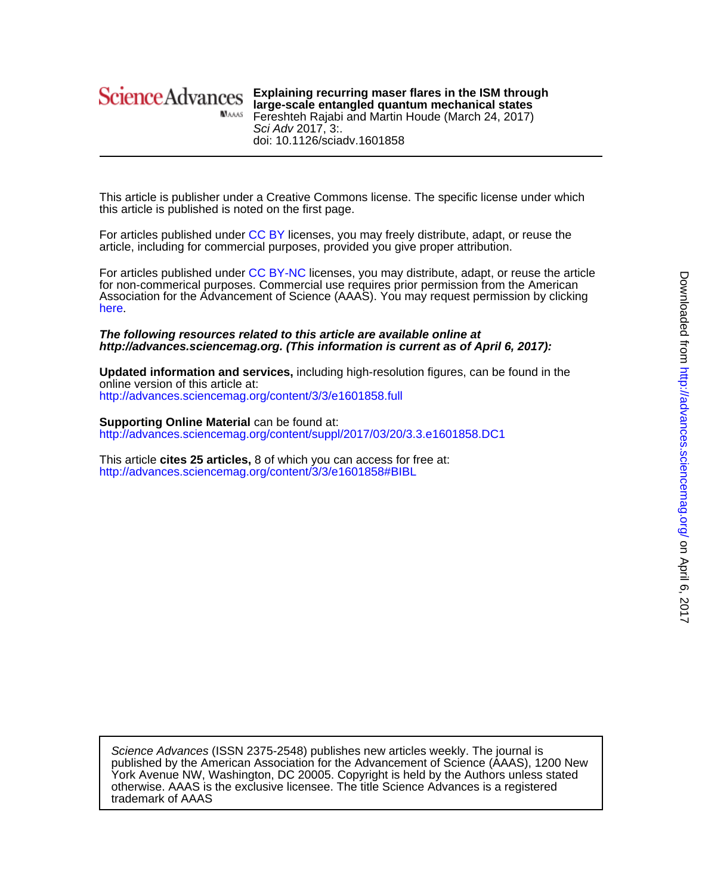**Science Advances**

**Explaining recurring maser flares in the ISM through large-scale entangled quantum mechanical states**
Fereshteh Rajabi and Martin Houde (March 24, 2017)
*Sci Adv* 2017, 3:.
doi: 10.1126/sciadv.1601858

---

This article is publisher under a Creative Commons license. The specific license under which this article is published is noted on the first page.

For articles published under CC BY licenses, you may freely distribute, adapt, or reuse the article, including for commercial purposes, provided you give proper attribution.

For articles published under CC BY-NC licenses, you may distribute, adapt, or reuse the article for non-commerical purposes. Commercial use requires prior permission from the American Association for the Advancement of Science (AAAS). You may request permission by clicking here.

***The following resources related to this article are available online at http://advances.sciencemag.org. (This information is current as of April 6, 2017):***

**Updated information and services,** including high-resolution figures, can be found in the online version of this article at:
http://advances.sciencemag.org/content/3/3/e1601858.full

**Supporting Online Material** can be found at:
http://advances.sciencemag.org/content/suppl/2017/03/20/3.3.e1601858.DC1

This article **cites 25 articles,** 8 of which you can access for free at:
http://advances.sciencemag.org/content/3/3/e1601858#BIBL

*Science Advances* (ISSN 2375-2548) publishes new articles weekly. The journal is published by the American Association for the Advancement of Science (AAAS), 1200 New York Avenue NW, Washington, DC 20005. Copyright is held by the Authors unless stated otherwise. AAAS is the exclusive licensee. The title Science Advances is a registered trademark of AAAS

Downloaded from http://advances.sciencemag.org/ on April 6, 2017